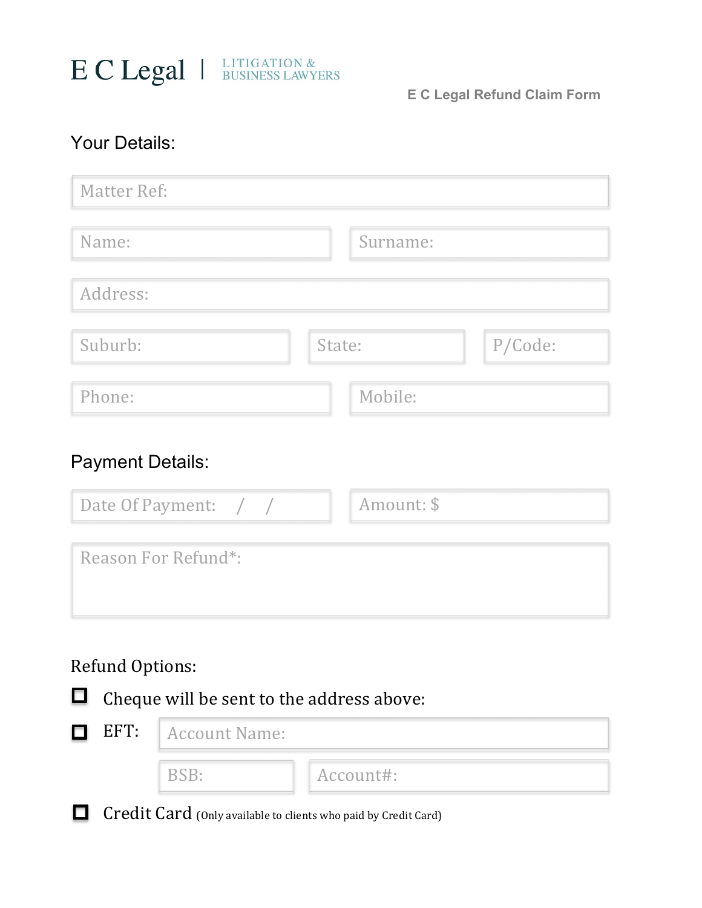E C Legal | LITIGATION & BUSINESS LAWYERS

**E C Legal Refund Claim Form**

## Your Details:

Matter Ref:

Name:

Surname:

Address:

Suburb:

State:

P/Code:

Phone:

Mobile:

## Payment Details:

Date Of Payment: / /

Amount: $

Reason For Refund*:

## Refund Options:

- ☐ Cheque will be sent to the address above:
- ☐ EFT: Account Name:

  BSB:

  Account#:
- ☐ Credit Card (Only available to clients who paid by Credit Card)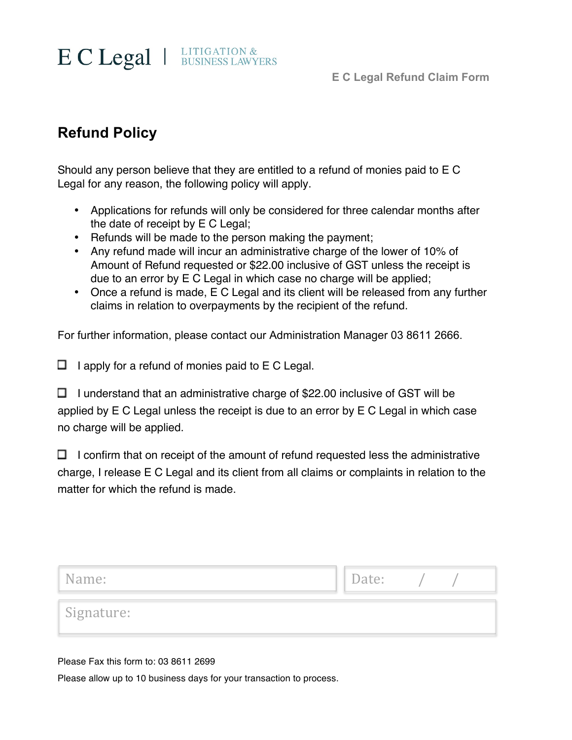E C Legal | LITIGATION & BUSINESS LAWYERS

E C Legal Refund Claim Form

## Refund Policy

Should any person believe that they are entitled to a refund of monies paid to E C Legal for any reason, the following policy will apply.

- Applications for refunds will only be considered for three calendar months after the date of receipt by E C Legal;
- Refunds will be made to the person making the payment;
- Any refund made will incur an administrative charge of the lower of 10% of Amount of Refund requested or $22.00 inclusive of GST unless the receipt is due to an error by E C Legal in which case no charge will be applied;
- Once a refund is made, E C Legal and its client will be released from any further claims in relation to overpayments by the recipient of the refund.

For further information, please contact our Administration Manager 03 8611 2666.

☐ I apply for a refund of monies paid to E C Legal.

☐ I understand that an administrative charge of $22.00 inclusive of GST will be applied by E C Legal unless the receipt is due to an error by E C Legal in which case no charge will be applied.

☐ I confirm that on receipt of the amount of refund requested less the administrative charge, I release E C Legal and its client from all claims or complaints in relation to the matter for which the refund is made.

Name:

Date: / /

Signature:

Please Fax this form to: 03 8611 2699

Please allow up to 10 business days for your transaction to process.